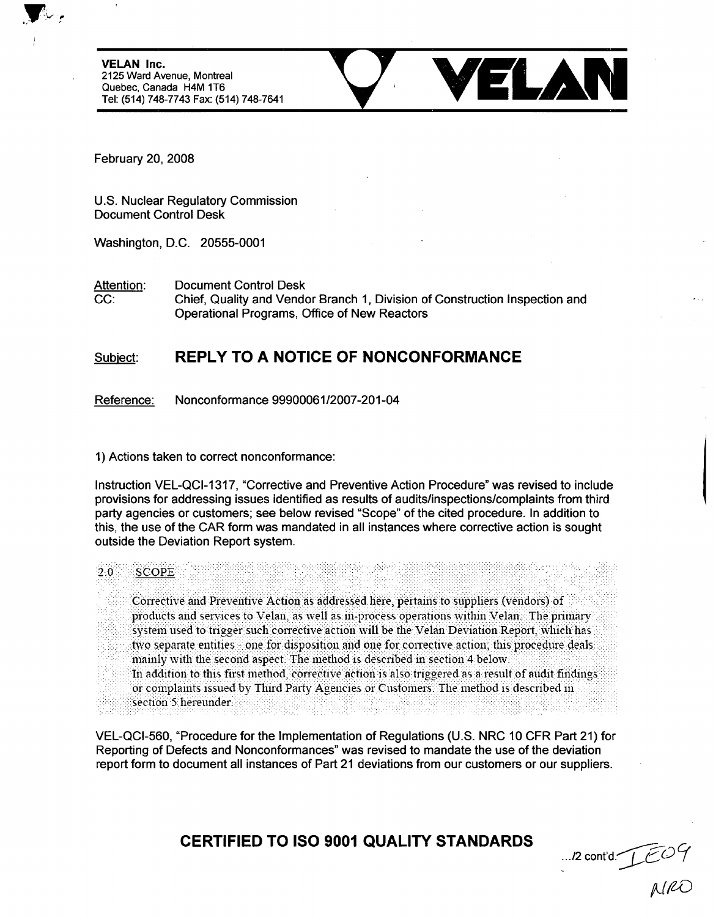**VELAN Inc.**
2125 Ward Avenue, Montreal
Quebec, Canada H4M 1T6
Tel: (514) 748-7743 Fax: (514) 748-7641

**VELAN**

February 20, 2008

U.S. Nuclear Regulatory Commission
Document Control Desk

Washington, D.C. 20555-0001

Attention: Document Control Desk
CC: Chief, Quality and Vendor Branch 1, Division of Construction Inspection and Operational Programs, Office of New Reactors

## Subject: REPLY TO A NOTICE OF NONCONFORMANCE

Reference: Nonconformance 99900061/2007-201-04

1) Actions taken to correct nonconformance:

Instruction VEL-QCI-1317, "Corrective and Preventive Action Procedure" was revised to include provisions for addressing issues identified as results of audits/inspections/complaints from third party agencies or customers; see below revised "Scope" of the cited procedure. In addition to this, the use of the CAR form was mandated in all instances where corrective action is sought outside the Deviation Report system.

> 2.0 SCOPE
>
> Corrective and Preventive Action as addressed here, pertains to suppliers (vendors) of products and services to Velan, as well as in-process operations within Velan. The primary system used to trigger such corrective action will be the Velan Deviation Report, which has two separate entities - one for disposition and one for corrective action; this procedure deals mainly with the second aspect. The method is described in section 4 below.
> In addition to this first method, corrective action is also triggered as a result of audit findings or complaints issued by Third Party Agencies or Customers. The method is described in section 5 hereunder.

VEL-QCI-560, "Procedure for the Implementation of Regulations (U.S. NRC 10 CFR Part 21) for Reporting of Defects and Nonconformances" was revised to mandate the use of the deviation report form to document all instances of Part 21 deviations from our customers or our suppliers.

**CERTIFIED TO ISO 9001 QUALITY STANDARDS**

.../2 cont'd.

IE09
NRO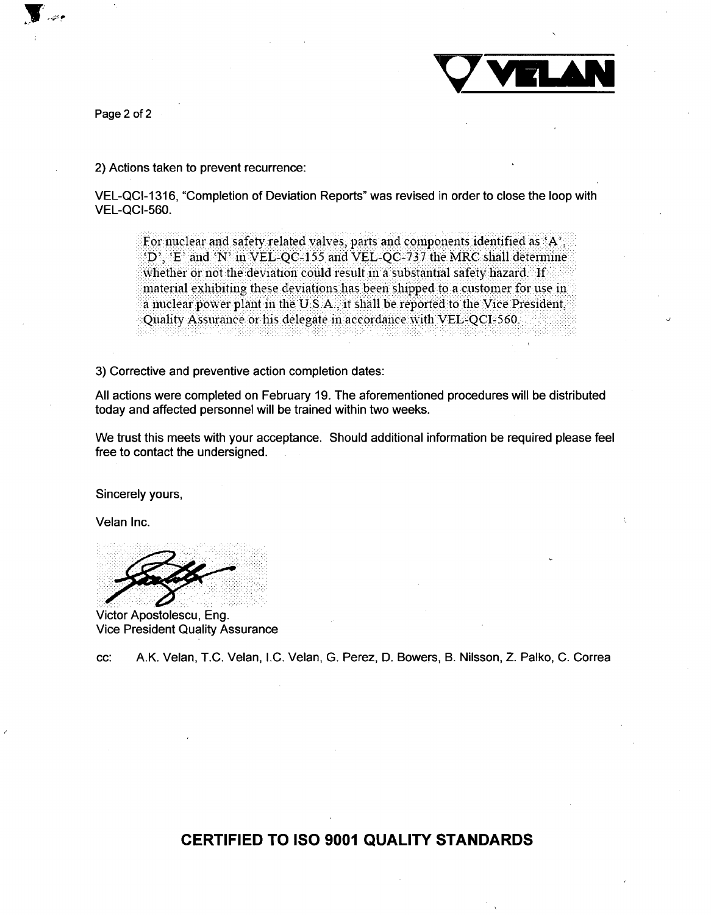2) Actions taken to prevent recurrence:

VEL-QCI-1316, "Completion of Deviation Reports" was revised in order to close the loop with VEL-QCI-560.

> For nuclear and safety related valves, parts and components identified as 'A', 'D', 'E' and 'N' in VEL-QC-155 and VEL-QC-737 the MRC shall determine whether or not the deviation could result in a substantial safety hazard. If material exhibiting these deviations has been shipped to a customer for use in a nuclear power plant in the U.S.A., it shall be reported to the Vice President, Quality Assurance or his delegate in accordance with VEL-QCI-560.

3) Corrective and preventive action completion dates:

All actions were completed on February 19. The aforementioned procedures will be distributed today and affected personnel will be trained within two weeks.

We trust this meets with your acceptance. Should additional information be required please feel free to contact the undersigned.

Sincerely yours,

Velan Inc.

Victor Apostolescu, Eng.
Vice President Quality Assurance

cc: A.K. Velan, T.C. Velan, I.C. Velan, G. Perez, D. Bowers, B. Nilsson, Z. Palko, C. Correa

**CERTIFIED TO ISO 9001 QUALITY STANDARDS**